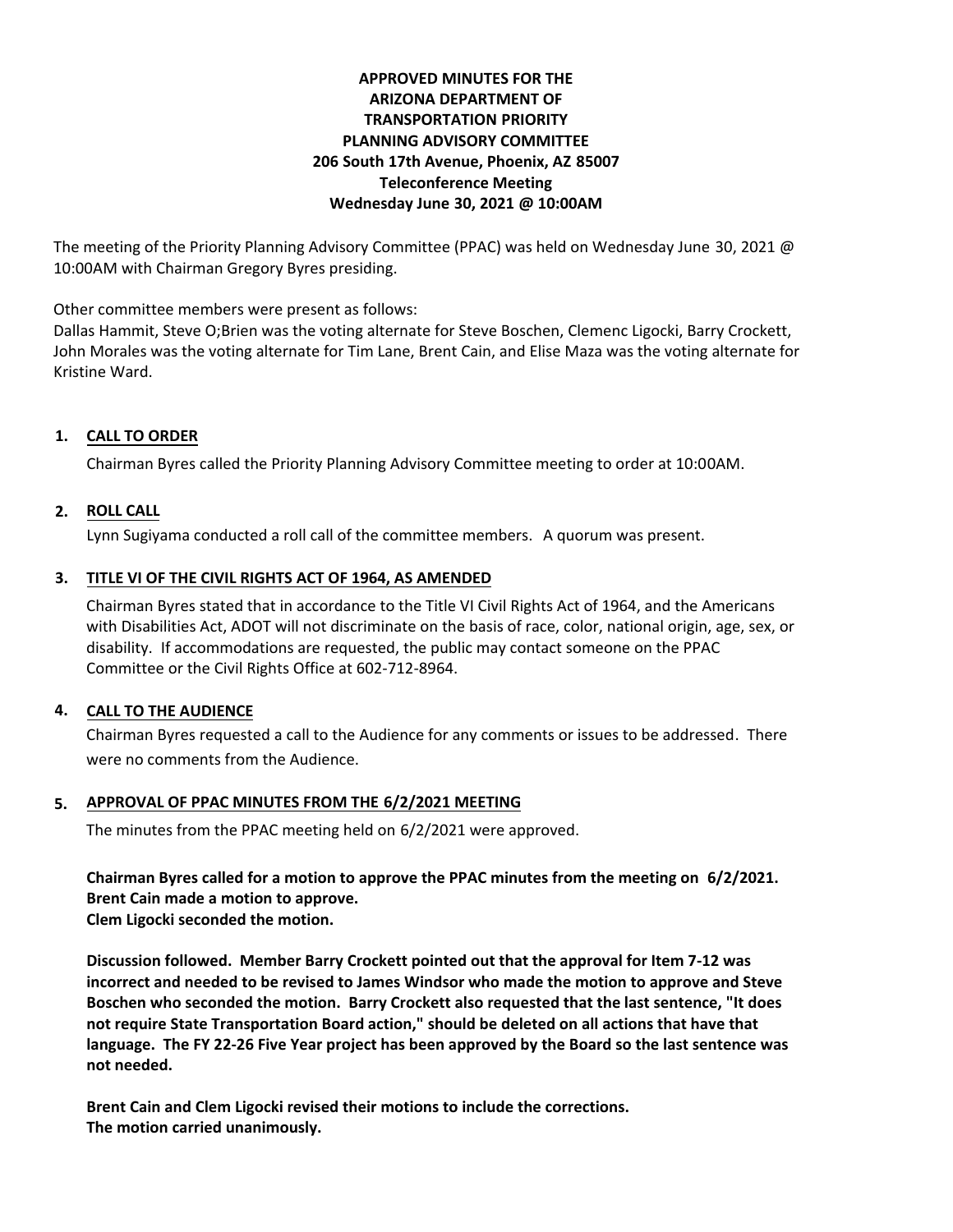**APPROVED MINUTES FOR THE**
**ARIZONA DEPARTMENT OF**
**TRANSPORTATION PRIORITY**
**PLANNING ADVISORY COMMITTEE**
**206 South 17th Avenue, Phoenix, AZ 85007**
**Teleconference Meeting**
**Wednesday June 30, 2021 @ 10:00AM**

The meeting of the Priority Planning Advisory Committee (PPAC) was held on Wednesday June 30, 2021 @ 10:00AM with Chairman Gregory Byres presiding.

Other committee members were present as follows:
Dallas Hammit, Steve O;Brien was the voting alternate for Steve Boschen, Clemenc Ligocki, Barry Crockett, John Morales was the voting alternate for Tim Lane, Brent Cain, and Elise Maza was the voting alternate for Kristine Ward.

## 1. CALL TO ORDER

Chairman Byres called the Priority Planning Advisory Committee meeting to order at 10:00AM.

## 2. ROLL CALL

Lynn Sugiyama conducted a roll call of the committee members. A quorum was present.

## 3. TITLE VI OF THE CIVIL RIGHTS ACT OF 1964, AS AMENDED

Chairman Byres stated that in accordance to the Title VI Civil Rights Act of 1964, and the Americans with Disabilities Act, ADOT will not discriminate on the basis of race, color, national origin, age, sex, or disability. If accommodations are requested, the public may contact someone on the PPAC Committee or the Civil Rights Office at 602-712-8964.

## 4. CALL TO THE AUDIENCE

Chairman Byres requested a call to the Audience for any comments or issues to be addressed. There were no comments from the Audience.

## 5. APPROVAL OF PPAC MINUTES FROM THE 6/2/2021 MEETING

The minutes from the PPAC meeting held on 6/2/2021 were approved.

**Chairman Byres called for a motion to approve the PPAC minutes from the meeting on 6/2/2021.**
**Brent Cain made a motion to approve.**
**Clem Ligocki seconded the motion.**

**Discussion followed. Member Barry Crockett pointed out that the approval for Item 7-12 was incorrect and needed to be revised to James Windsor who made the motion to approve and Steve Boschen who seconded the motion. Barry Crockett also requested that the last sentence, "It does not require State Transportation Board action," should be deleted on all actions that have that language. The FY 22-26 Five Year project has been approved by the Board so the last sentence was not needed.**

**Brent Cain and Clem Ligocki revised their motions to include the corrections.**
**The motion carried unanimously.**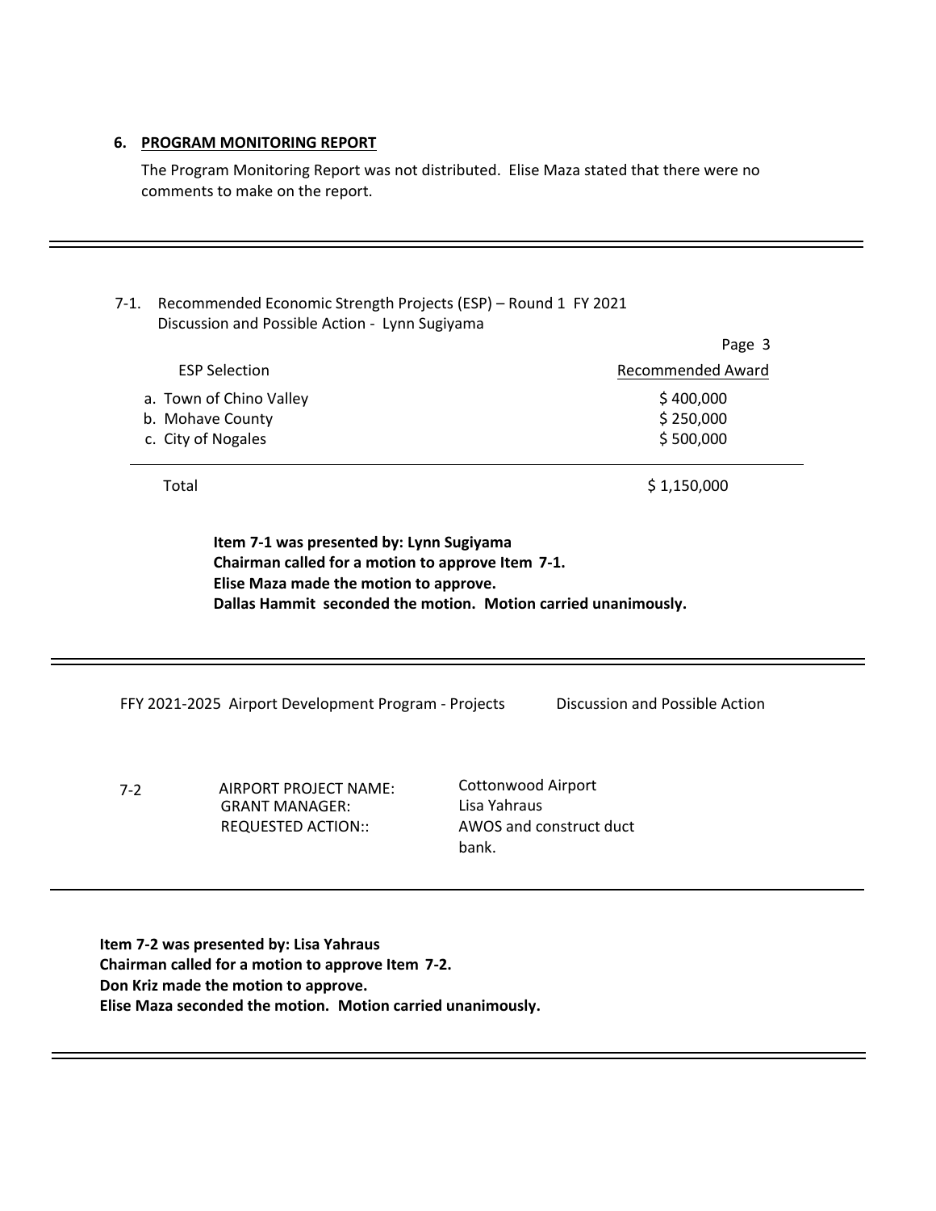### 6. **PROGRAM MONITORING REPORT**

The Program Monitoring Report was not distributed. Elise Maza stated that there were no comments to make on the report.

---

7-1. Recommended Economic Strength Projects (ESP) – Round 1 FY 2021
Discussion and Possible Action - Lynn Sugiyama

| ESP Selection | Recommended Award |
|---|---|
| a. Town of Chino Valley | $ 400,000 |
| b. Mohave County | $ 250,000 |
| c. City of Nogales | $ 500,000 |
| Total | $ 1,150,000 |

**Item 7-1 was presented by: Lynn Sugiyama**
**Chairman called for a motion to approve Item 7-1.**
**Elise Maza made the motion to approve.**
**Dallas Hammit seconded the motion. Motion carried unanimously.**

---

FFY 2021-2025 Airport Development Program - Projects — Discussion and Possible Action

7-2

AIRPORT PROJECT NAME: Cottonwood Airport
GRANT MANAGER: Lisa Yahraus
REQUESTED ACTION:: AWOS and construct duct bank.

---

**Item 7-2 was presented by: Lisa Yahraus**
**Chairman called for a motion to approve Item 7-2.**
**Don Kriz made the motion to approve.**
**Elise Maza seconded the motion. Motion carried unanimously.**

---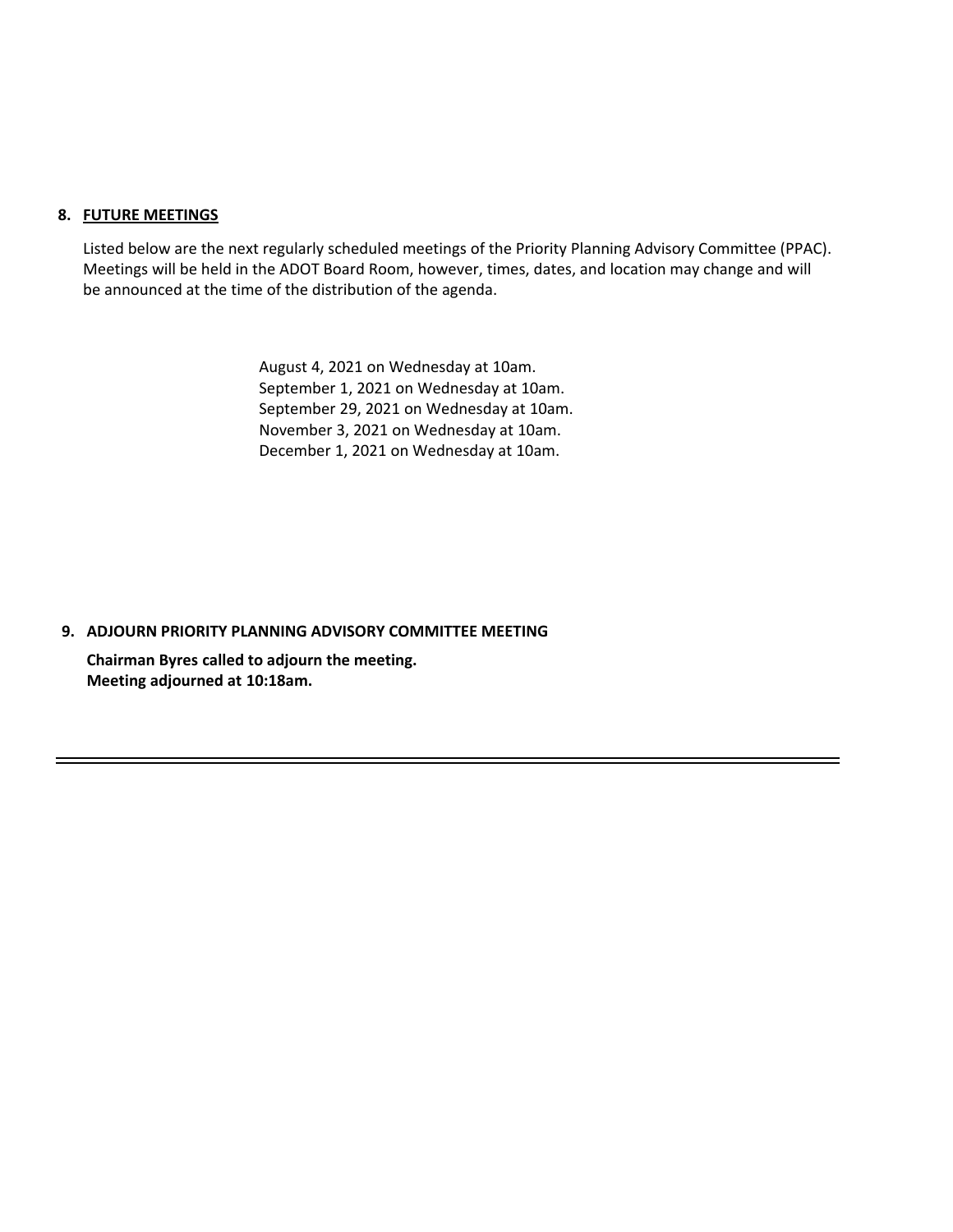**8. <u>FUTURE MEETINGS</u>**

Listed below are the next regularly scheduled meetings of the Priority Planning Advisory Committee (PPAC). Meetings will be held in the ADOT Board Room, however, times, dates, and location may change and will be announced at the time of the distribution of the agenda.

August 4, 2021 on Wednesday at 10am.
September 1, 2021 on Wednesday at 10am.
September 29, 2021 on Wednesday at 10am.
November 3, 2021 on Wednesday at 10am.
December 1, 2021 on Wednesday at 10am.

**9. ADJOURN PRIORITY PLANNING ADVISORY COMMITTEE MEETING**

**Chairman Byres called to adjourn the meeting.**
**Meeting adjourned at 10:18am.**